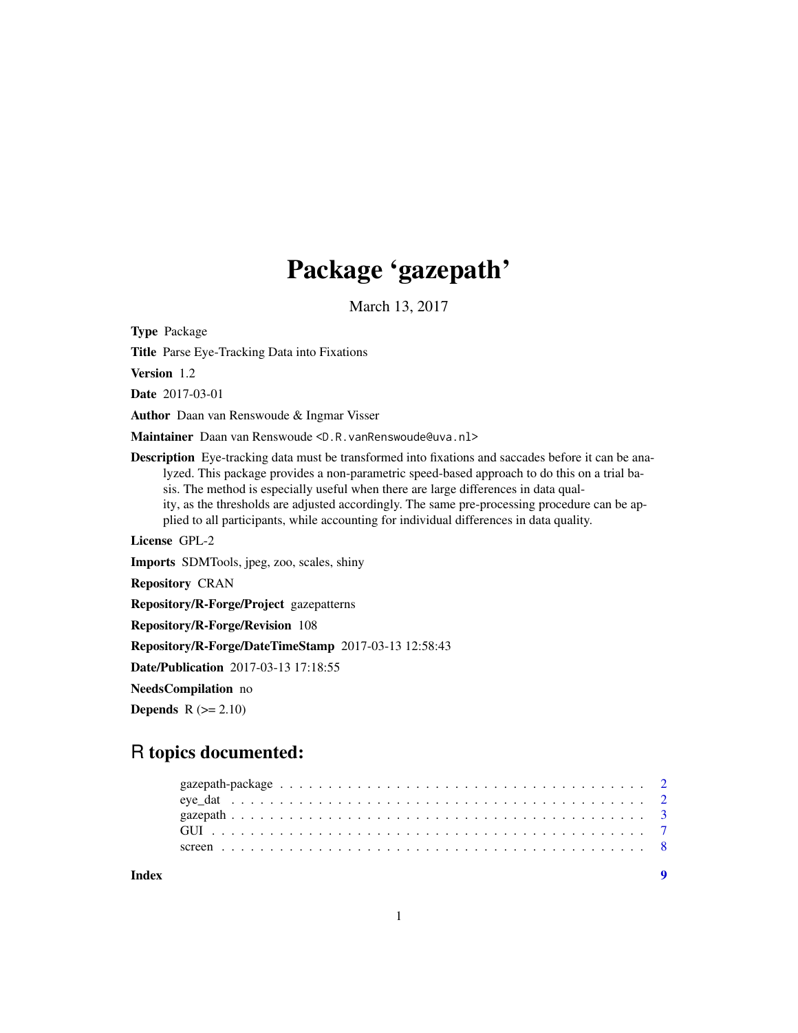# Package 'gazepath'

March 13, 2017

**Type** Package

**Title** Parse Eye-Tracking Data into Fixations

**Version** 1.2

**Date** 2017-03-01

**Author** Daan van Renswoude & Ingmar Visser

**Maintainer** Daan van Renswoude <D.R.vanRenswoude@uva.nl>

**Description** Eye-tracking data must be transformed into fixations and saccades before it can be analyzed. This package provides a non-parametric speed-based approach to do this on a trial basis. The method is especially useful when there are large differences in data quality, as the thresholds are adjusted accordingly. The same pre-processing procedure can be applied to all participants, while accounting for individual differences in data quality.

**License** GPL-2

**Imports** SDMTools, jpeg, zoo, scales, shiny

**Repository** CRAN

**Repository/R-Forge/Project** gazepatterns

**Repository/R-Forge/Revision** 108

**Repository/R-Forge/DateTimeStamp** 2017-03-13 12:58:43

**Date/Publication** 2017-03-13 17:18:55

**NeedsCompilation** no

**Depends** R (>= 2.10)

## R topics documented:

gazepath-package . . . . . . . . . . . . . . . . . . . . . . . . . . . . . . . . . . . . . . 2
eye_dat . . . . . . . . . . . . . . . . . . . . . . . . . . . . . . . . . . . . . . . . . . . 2
gazepath . . . . . . . . . . . . . . . . . . . . . . . . . . . . . . . . . . . . . . . . . . 3
GUI . . . . . . . . . . . . . . . . . . . . . . . . . . . . . . . . . . . . . . . . . . . . . 7
screen . . . . . . . . . . . . . . . . . . . . . . . . . . . . . . . . . . . . . . . . . . . 8

**Index** **9**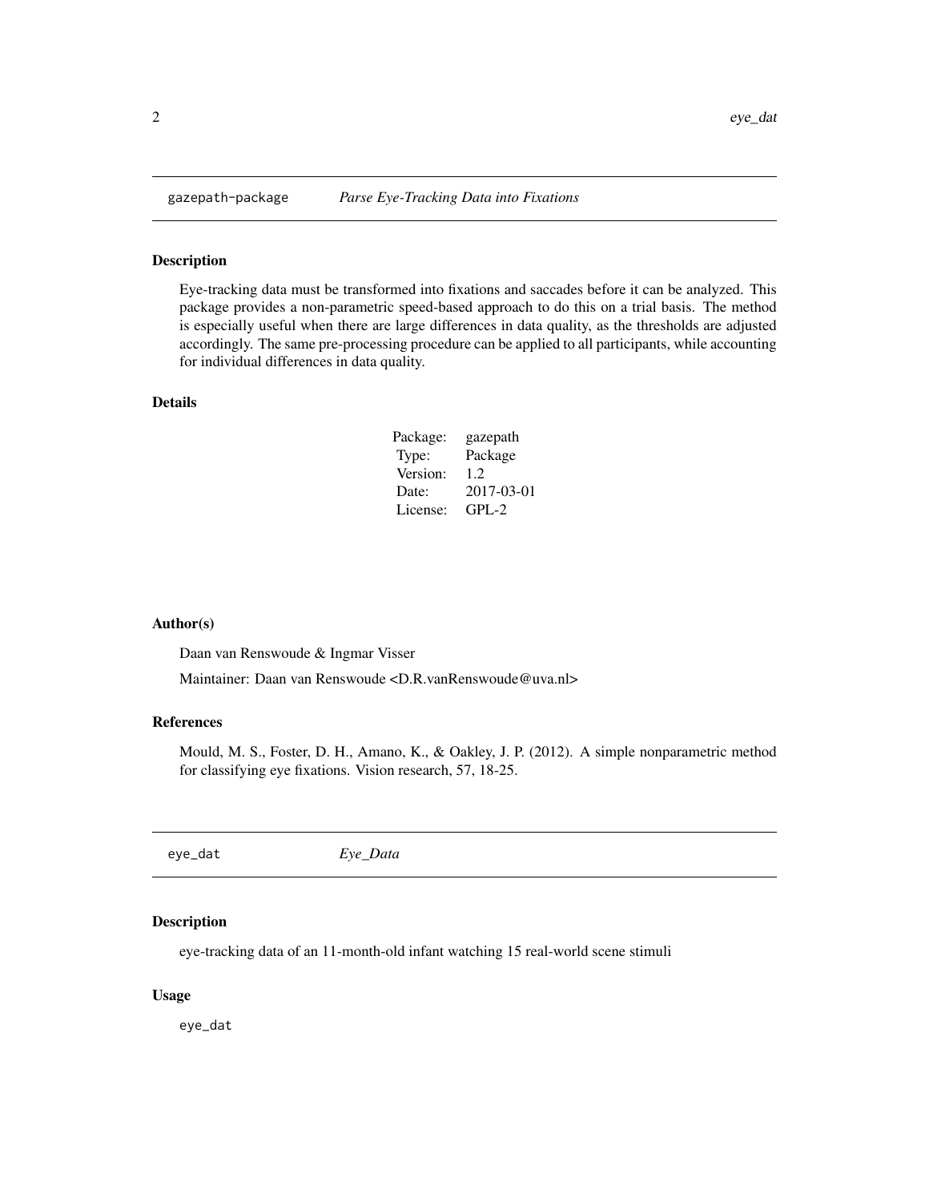## gazepath-package *Parse Eye-Tracking Data into Fixations*

### Description

Eye-tracking data must be transformed into fixations and saccades before it can be analyzed. This package provides a non-parametric speed-based approach to do this on a trial basis. The method is especially useful when there are large differences in data quality, as the thresholds are adjusted accordingly. The same pre-processing procedure can be applied to all participants, while accounting for individual differences in data quality.

### Details

| | |
|---|---|
| Package: | gazepath |
| Type: | Package |
| Version: | 1.2 |
| Date: | 2017-03-01 |
| License: | GPL-2 |

### Author(s)

Daan van Renswoude & Ingmar Visser

Maintainer: Daan van Renswoude <D.R.vanRenswoude@uva.nl>

### References

Mould, M. S., Foster, D. H., Amano, K., & Oakley, J. P. (2012). A simple nonparametric method for classifying eye fixations. Vision research, 57, 18-25.

## eye_dat *Eye_Data*

### Description

eye-tracking data of an 11-month-old infant watching 15 real-world scene stimuli

### Usage

```
eye_dat
```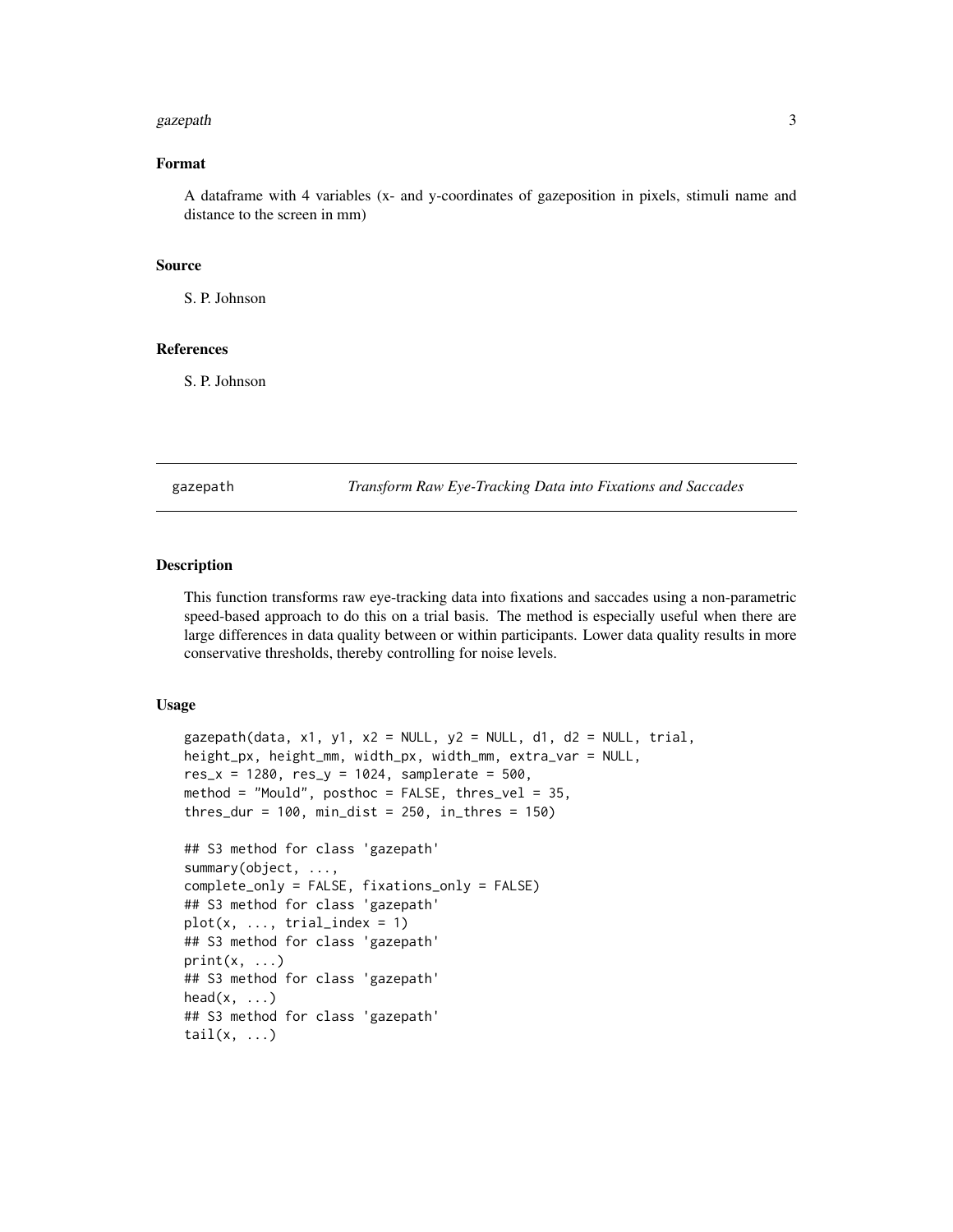### Format

A dataframe with 4 variables (x- and y-coordinates of gazeposition in pixels, stimuli name and distance to the screen in mm)

### Source

S. P. Johnson

### References

S. P. Johnson

---

## gazepath *Transform Raw Eye-Tracking Data into Fixations and Saccades*

---

### Description

This function transforms raw eye-tracking data into fixations and saccades using a non-parametric speed-based approach to do this on a trial basis. The method is especially useful when there are large differences in data quality between or within participants. Lower data quality results in more conservative thresholds, thereby controlling for noise levels.

### Usage

```
gazepath(data, x1, y1, x2 = NULL, y2 = NULL, d1, d2 = NULL, trial,
height_px, height_mm, width_px, width_mm, extra_var = NULL,
res_x = 1280, res_y = 1024, samplerate = 500,
method = "Mould", posthoc = FALSE, thres_vel = 35,
thres_dur = 100, min_dist = 250, in_thres = 150)

## S3 method for class 'gazepath'
summary(object, ...,
complete_only = FALSE, fixations_only = FALSE)
## S3 method for class 'gazepath'
plot(x, ..., trial_index = 1)
## S3 method for class 'gazepath'
print(x, ...)
## S3 method for class 'gazepath'
head(x, ...)
## S3 method for class 'gazepath'
tail(x, ...)
```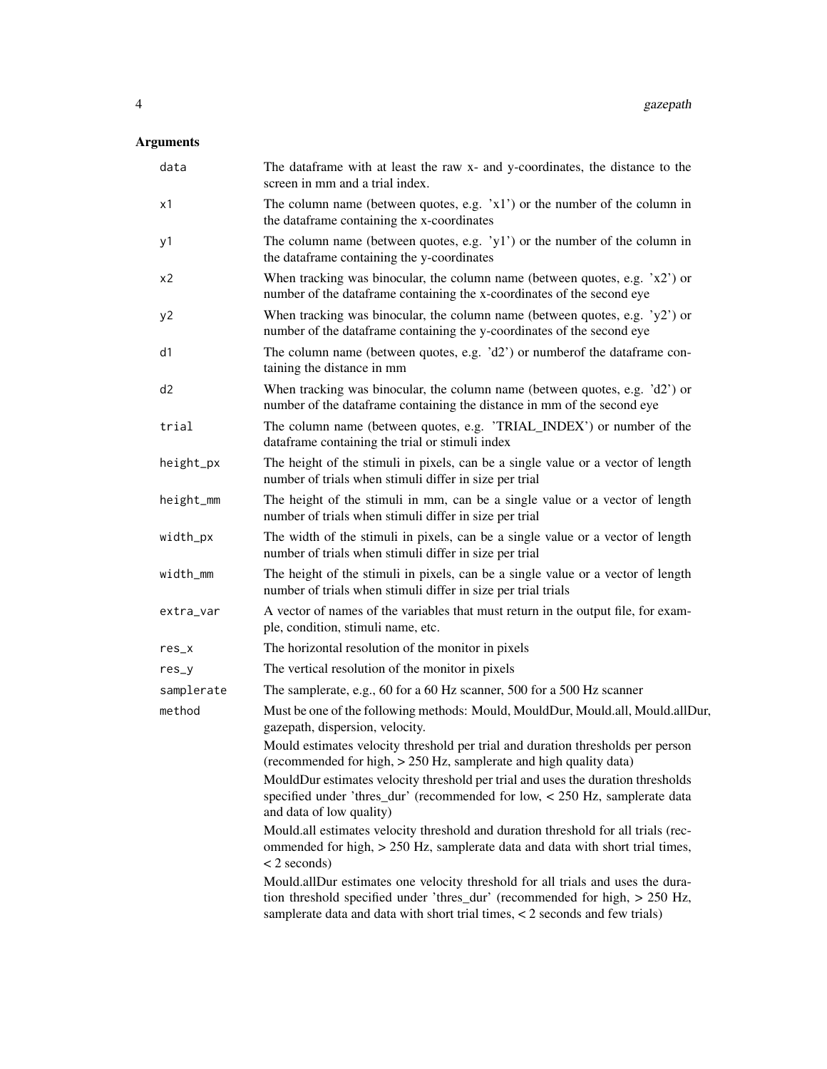## Arguments

| | |
|---|---|
| `data` | The dataframe with at least the raw x- and y-coordinates, the distance to the screen in mm and a trial index. |
| `x1` | The column name (between quotes, e.g. 'x1') or the number of the column in the dataframe containing the x-coordinates |
| `y1` | The column name (between quotes, e.g. 'y1') or the number of the column in the dataframe containing the y-coordinates |
| `x2` | When tracking was binocular, the column name (between quotes, e.g. 'x2') or number of the dataframe containing the x-coordinates of the second eye |
| `y2` | When tracking was binocular, the column name (between quotes, e.g. 'y2') or number of the dataframe containing the y-coordinates of the second eye |
| `d1` | The column name (between quotes, e.g. 'd2') or numberof the dataframe containing the distance in mm |
| `d2` | When tracking was binocular, the column name (between quotes, e.g. 'd2') or number of the dataframe containing the distance in mm of the second eye |
| `trial` | The column name (between quotes, e.g. 'TRIAL_INDEX') or number of the dataframe containing the trial or stimuli index |
| `height_px` | The height of the stimuli in pixels, can be a single value or a vector of length number of trials when stimuli differ in size per trial |
| `height_mm` | The height of the stimuli in mm, can be a single value or a vector of length number of trials when stimuli differ in size per trial |
| `width_px` | The width of the stimuli in pixels, can be a single value or a vector of length number of trials when stimuli differ in size per trial |
| `width_mm` | The height of the stimuli in pixels, can be a single value or a vector of length number of trials when stimuli differ in size per trial trials |
| `extra_var` | A vector of names of the variables that must return in the output file, for example, condition, stimuli name, etc. |
| `res_x` | The horizontal resolution of the monitor in pixels |
| `res_y` | The vertical resolution of the monitor in pixels |
| `samplerate` | The samplerate, e.g., 60 for a 60 Hz scanner, 500 for a 500 Hz scanner |
| `method` | Must be one of the following methods: Mould, MouldDur, Mould.all, Mould.allDur, gazepath, dispersion, velocity.<br>Mould estimates velocity threshold per trial and duration thresholds per person (recommended for high, > 250 Hz, samplerate and high quality data)<br>MouldDur estimates velocity threshold per trial and uses the duration thresholds specified under 'thres_dur' (recommended for low, < 250 Hz, samplerate data and data of low quality)<br>Mould.all estimates velocity threshold and duration threshold for all trials (recommended for high, > 250 Hz, samplerate data and data with short trial times, < 2 seconds)<br>Mould.allDur estimates one velocity threshold for all trials and uses the duration threshold specified under 'thres_dur' (recommended for high, > 250 Hz, samplerate data and data with short trial times, < 2 seconds and few trials) |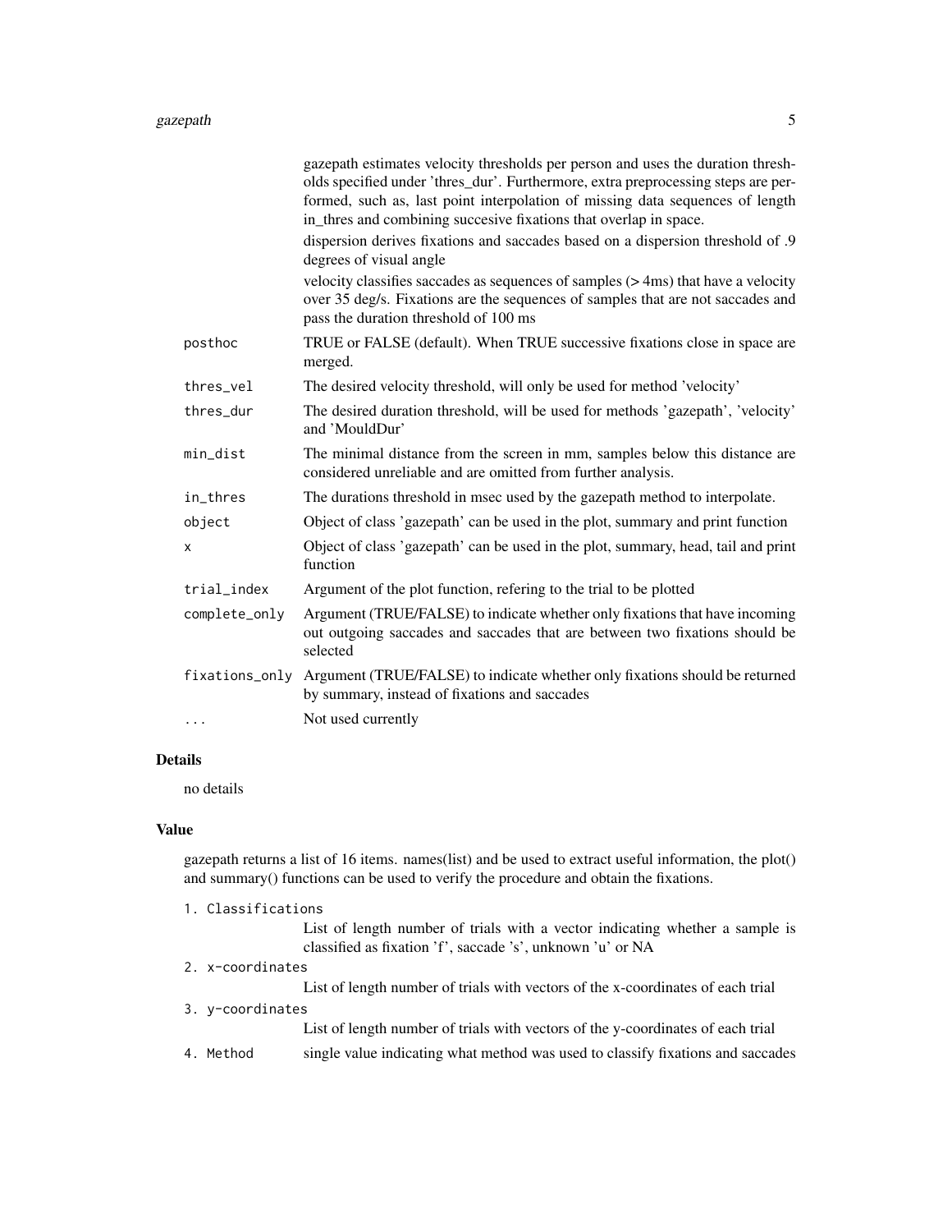gazepath estimates velocity thresholds per person and uses the duration thresholds specified under 'thres_dur'. Furthermore, extra preprocessing steps are performed, such as, last point interpolation of missing data sequences of length in_thres and combining succesive fixations that overlap in space.

dispersion derives fixations and saccades based on a dispersion threshold of .9 degrees of visual angle

velocity classifies saccades as sequences of samples (> 4ms) that have a velocity over 35 deg/s. Fixations are the sequences of samples that are not saccades and pass the duration threshold of 100 ms

| | |
|---|---|
| `posthoc` | TRUE or FALSE (default). When TRUE successive fixations close in space are merged. |
| `thres_vel` | The desired velocity threshold, will only be used for method 'velocity' |
| `thres_dur` | The desired duration threshold, will be used for methods 'gazepath', 'velocity' and 'MouldDur' |
| `min_dist` | The minimal distance from the screen in mm, samples below this distance are considered unreliable and are omitted from further analysis. |
| `in_thres` | The durations threshold in msec used by the gazepath method to interpolate. |
| `object` | Object of class 'gazepath' can be used in the plot, summary and print function |
| `x` | Object of class 'gazepath' can be used in the plot, summary, head, tail and print function |
| `trial_index` | Argument of the plot function, refering to the trial to be plotted |
| `complete_only` | Argument (TRUE/FALSE) to indicate whether only fixations that have incoming out outgoing saccades and saccades that are between two fixations should be selected |
| `fixations_only` | Argument (TRUE/FALSE) to indicate whether only fixations should be returned by summary, instead of fixations and saccades |
| `...` | Not used currently |

## Details

no details

## Value

gazepath returns a list of 16 items. names(list) and be used to extract useful information, the plot() and summary() functions can be used to verify the procedure and obtain the fixations.

1. `Classifications`
   List of length number of trials with a vector indicating whether a sample is classified as fixation 'f', saccade 's', unknown 'u' or NA
2. `x-coordinates`
   List of length number of trials with vectors of the x-coordinates of each trial
3. `y-coordinates`
   List of length number of trials with vectors of the y-coordinates of each trial
4. `Method` single value indicating what method was used to classify fixations and saccades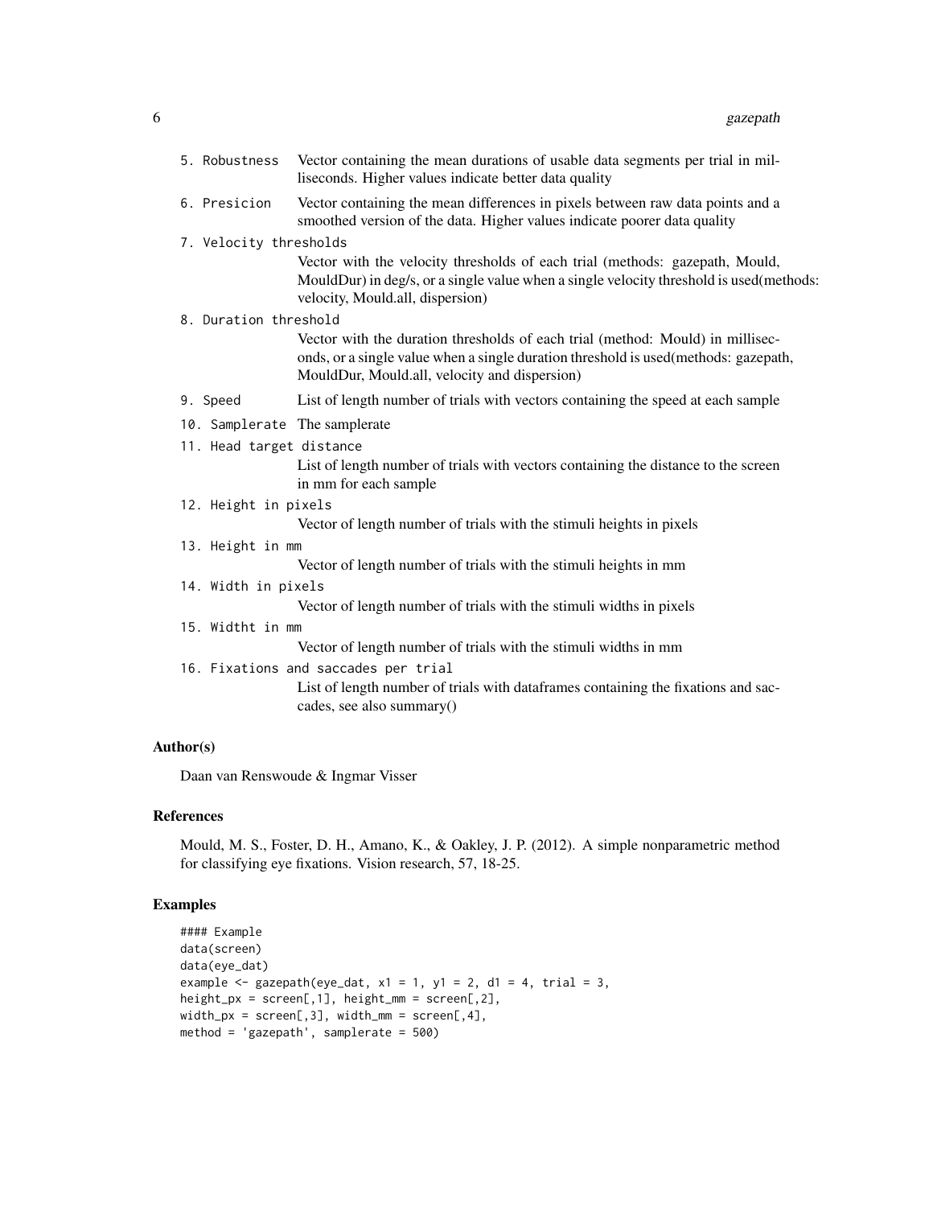5. Robustness
   Vector containing the mean durations of usable data segments per trial in milliseconds. Higher values indicate better data quality

6. Presicion
   Vector containing the mean differences in pixels between raw data points and a smoothed version of the data. Higher values indicate poorer data quality

7. Velocity thresholds
   Vector with the velocity thresholds of each trial (methods: gazepath, Mould, MouldDur) in deg/s, or a single value when a single velocity threshold is used(methods: velocity, Mould.all, dispersion)

8. Duration threshold
   Vector with the duration thresholds of each trial (method: Mould) in milliseconds, or a single value when a single duration threshold is used(methods: gazepath, MouldDur, Mould.all, velocity and dispersion)

9. Speed
   List of length number of trials with vectors containing the speed at each sample

10. Samplerate
   The samplerate

11. Head target distance
   List of length number of trials with vectors containing the distance to the screen in mm for each sample

12. Height in pixels
   Vector of length number of trials with the stimuli heights in pixels

13. Height in mm
   Vector of length number of trials with the stimuli heights in mm

14. Width in pixels
   Vector of length number of trials with the stimuli widths in pixels

15. Widtht in mm
   Vector of length number of trials with the stimuli widths in mm

16. Fixations and saccades per trial
   List of length number of trials with dataframes containing the fixations and saccades, see also summary()

## Author(s)

Daan van Renswoude & Ingmar Visser

## References

Mould, M. S., Foster, D. H., Amano, K., & Oakley, J. P. (2012). A simple nonparametric method for classifying eye fixations. Vision research, 57, 18-25.

## Examples

```
#### Example
data(screen)
data(eye_dat)
example <- gazepath(eye_dat, x1 = 1, y1 = 2, d1 = 4, trial = 3,
height_px = screen[,1], height_mm = screen[,2],
width_px = screen[,3], width_mm = screen[,4],
method = 'gazepath', samplerate = 500)
```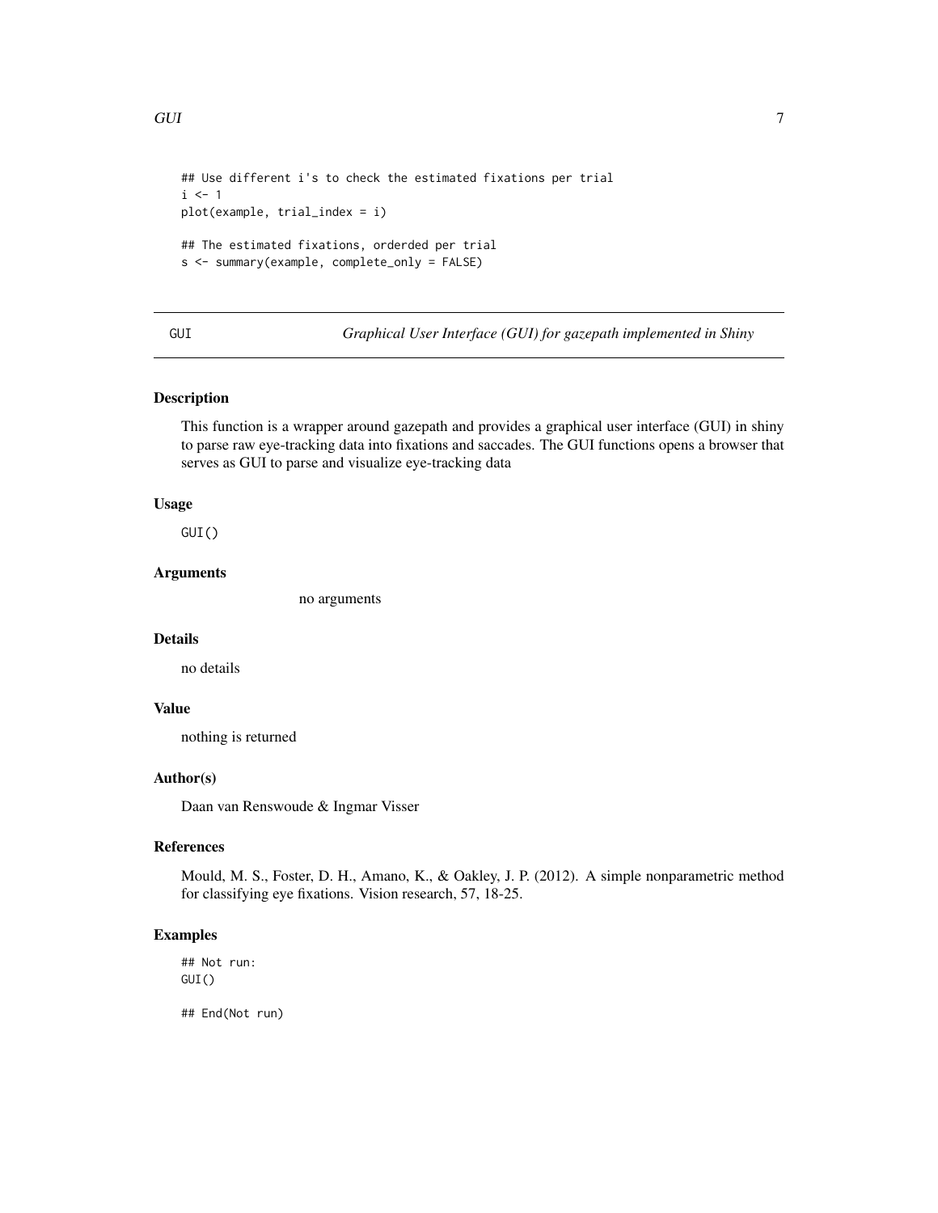```
## Use different i's to check the estimated fixations per trial
i <- 1
plot(example, trial_index = i)

## The estimated fixations, orderded per trial
s <- summary(example, complete_only = FALSE)
```

---

## GUI — *Graphical User Interface (GUI) for gazepath implemented in Shiny*

---

### Description

This function is a wrapper around gazepath and provides a graphical user interface (GUI) in shiny to parse raw eye-tracking data into fixations and saccades. The GUI functions opens a browser that serves as GUI to parse and visualize eye-tracking data

### Usage

```
GUI()
```

### Arguments

no arguments

### Details

no details

### Value

nothing is returned

### Author(s)

Daan van Renswoude & Ingmar Visser

### References

Mould, M. S., Foster, D. H., Amano, K., & Oakley, J. P. (2012). A simple nonparametric method for classifying eye fixations. Vision research, 57, 18-25.

### Examples

```
## Not run:
GUI()

## End(Not run)
```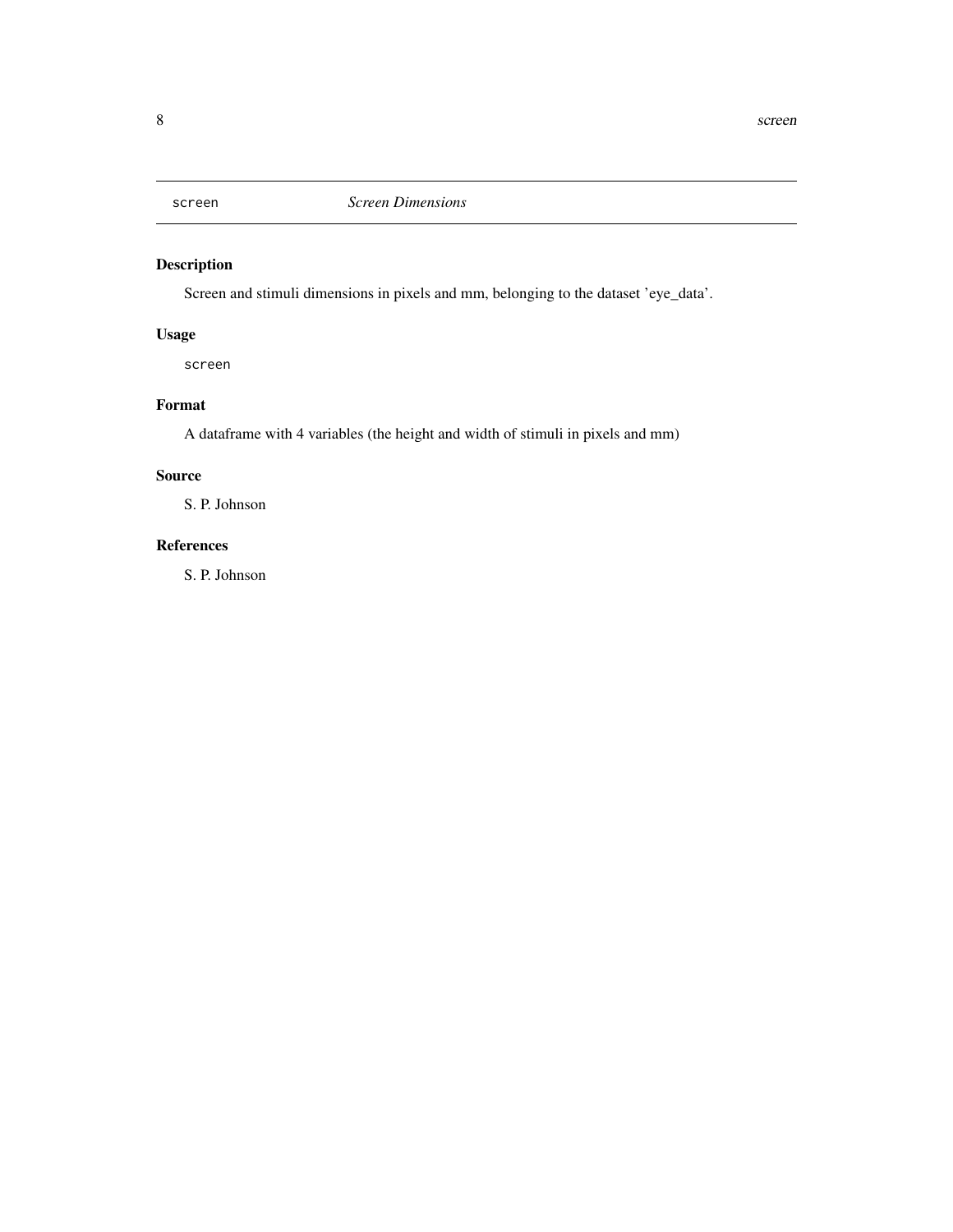`screen` *Screen Dimensions*

## Description

Screen and stimuli dimensions in pixels and mm, belonging to the dataset 'eye_data'.

## Usage

```
screen
```

## Format

A dataframe with 4 variables (the height and width of stimuli in pixels and mm)

## Source

S. P. Johnson

## References

S. P. Johnson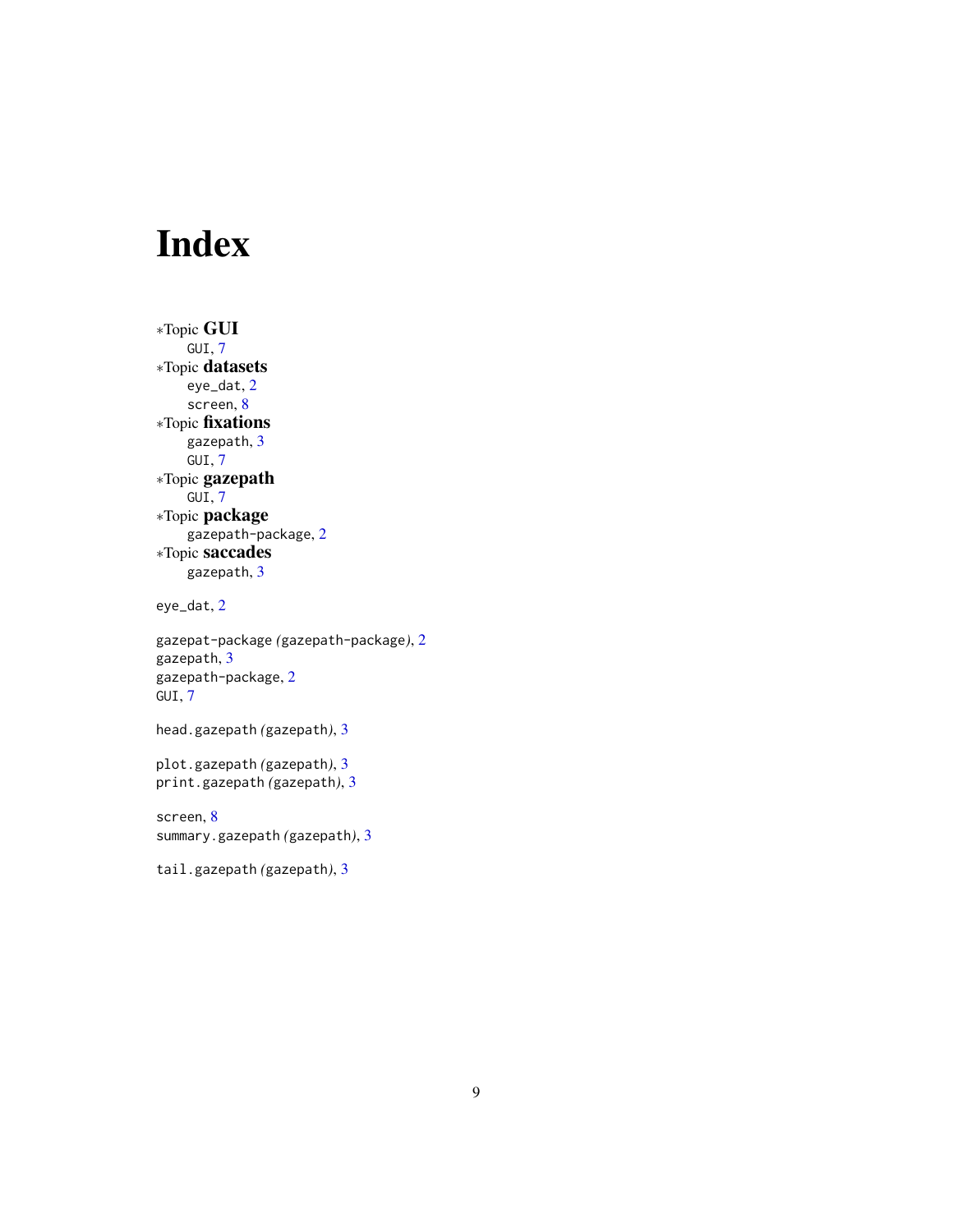# Index

∗Topic **GUI**
    GUI, 7
∗Topic **datasets**
    eye_dat, 2
    screen, 8
∗Topic **fixations**
    gazepath, 3
    GUI, 7
∗Topic **gazepath**
    GUI, 7
∗Topic **package**
    gazepath-package, 2
∗Topic **saccades**
    gazepath, 3

eye_dat, 2

gazepat-package *(*gazepath-package*)*, 2
gazepath, 3
gazepath-package, 2
GUI, 7

head.gazepath *(*gazepath*)*, 3

plot.gazepath *(*gazepath*)*, 3
print.gazepath *(*gazepath*)*, 3

screen, 8
summary.gazepath *(*gazepath*)*, 3

tail.gazepath *(*gazepath*)*, 3